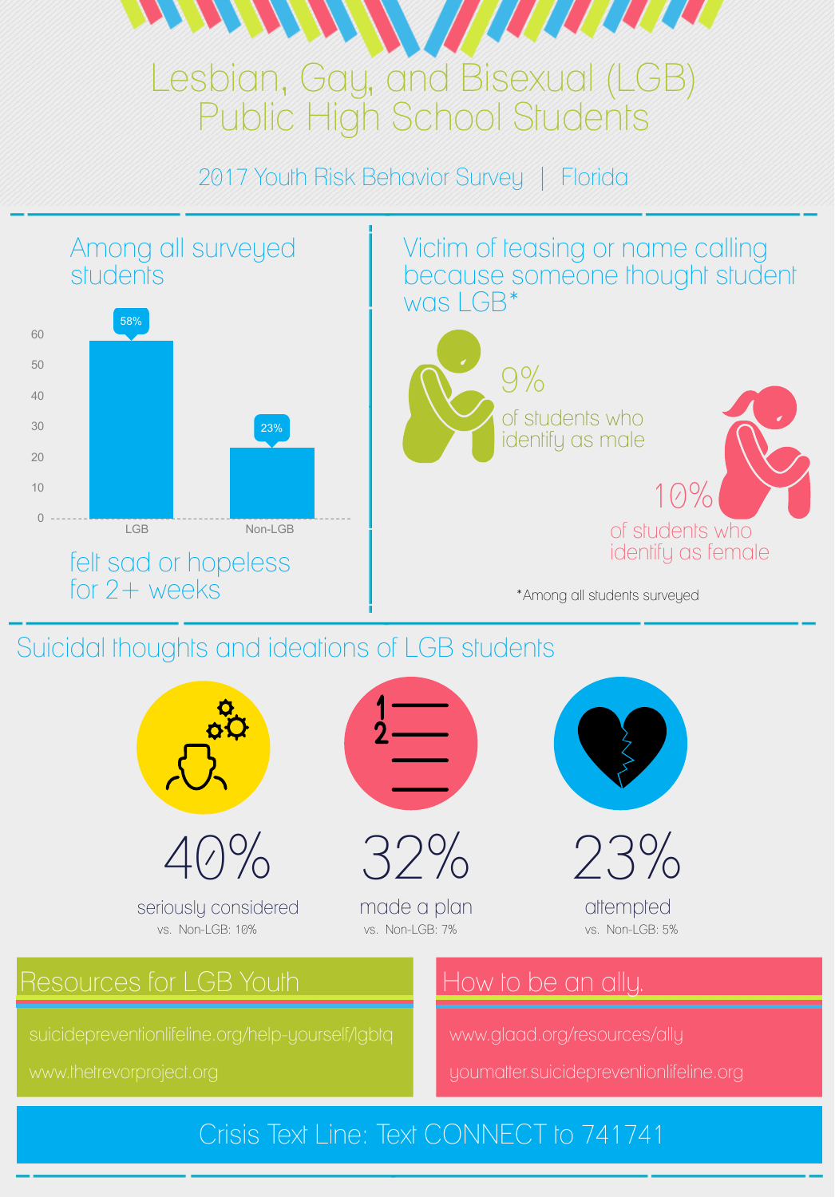# Lesbian, Gay, and Bisexual (LGB) Public High School Students

2017 Youth Risk Behavior Survey | Florida

## Among all surveyed students

| | LGB | Non-LGB |
|---|---|---|
| felt sad or hopeless for 2+ weeks | 58% | 23% |

## Victim of teasing or name calling because someone thought student was LGB*

**9%** of students who identify as male

**10%** of students who identify as female

*Among all students surveyed

## Suicidal thoughts and ideations of LGB students

**40%** seriously considered
vs. Non-LGB: 10%

**32%** made a plan
vs. Non-LGB: 7%

**23%** attempted
vs. Non-LGB: 5%

## Resources for LGB Youth

suicidepreventionlifeline.org/help-yourself/lgbtq

www.thetrevorproject.org

## How to be an ally.

www.glaad.org/resources/ally

youmatter.suicidepreventionlifeline.org

**Crisis Text Line: Text CONNECT to 741741**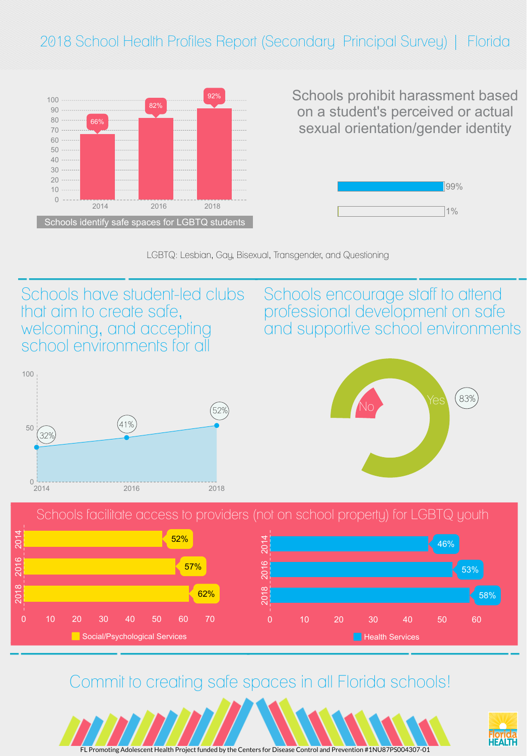# 2018 School Health Profiles Report (Secondary Principal Survey) | Florida

100
90
80
70
60
50
40
30
20
10
0

66%
82%
92%

2014
2016
2018

Schools identify safe spaces for LGBTQ students

## Schools prohibit harassment based on a student's perceived or actual sexual orientation/gender identity

99%

1%

LGBTQ: Lesbian, Gay, Bisexual, Transgender, and Questioning

## Schools have student-led clubs that aim to create safe, welcoming, and accepting school environments for all

100
50
0

32%
41%
52%

2014
2016
2018

## Schools encourage staff to attend professional development on safe and supportive school environments

No

Yes

83%

## Schools facilitate access to providers (not on school property) for LGBTQ youth

2014
2016
2018

52%
57%
62%

0 10 20 30 40 50 60 70

Social/Psychological Services

2014
2016
2018

46%
53%
58%

0 10 20 30 40 50 60

Health Services

## Commit to creating safe spaces in all Florida schools!

FL Promoting Adolescent Health Project funded by the Centers for Disease Control and Prevention #1NU87PS004307-01

Florida HEALTH